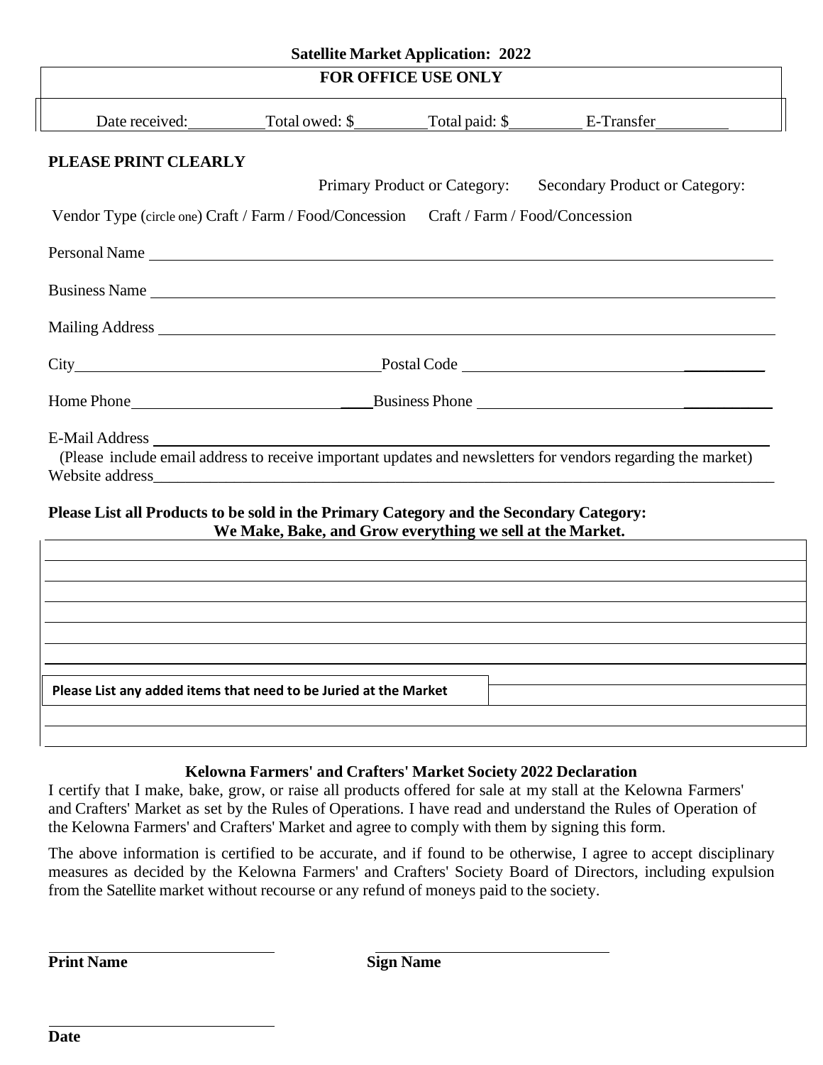**Satellite Market Application: 2022**

| FOR OFFICE USE ONLY |
|---|
| Date received:__________ Total owed: $__________ Total paid: $__________ E-Transfer__________ |

**PLEASE PRINT CLEARLY**

Primary Product or Category: Secondary Product or Category:

Vendor Type (circle one) Craft / Farm / Food/Concession Craft / Farm / Food/Concession

Personal Name ______________________________________________

Business Name ______________________________________________

Mailing Address ______________________________________________

City ______________________ Postal Code ______________________

Home Phone ______________________ Business Phone ______________________

E-Mail Address ______________________________________________

(Please include email address to receive important updates and newsletters for vendors regarding the market)

Website address ______________________________________________

**Please List all Products to be sold in the Primary Category and the Secondary Category:**
**We Make, Bake, and Grow everything we sell at the Market.**

| |
|---|
| |
| |
| |
| |
| |
| |

| Please List any added items that need to be Juried at the Market | |
|---|---|
| | |
| | |

**Kelowna Farmers' and Crafters' Market Society 2022 Declaration**

I certify that I make, bake, grow, or raise all products offered for sale at my stall at the Kelowna Farmers' and Crafters' Market as set by the Rules of Operations. I have read and understand the Rules of Operation of the Kelowna Farmers' and Crafters' Market and agree to comply with them by signing this form.

The above information is certified to be accurate, and if found to be otherwise, I agree to accept disciplinary measures as decided by the Kelowna Farmers' and Crafters' Society Board of Directors, including expulsion from the Satellite market without recourse or any refund of moneys paid to the society.

______________________ ______________________
**Print Name** **Sign Name**

______________________
**Date**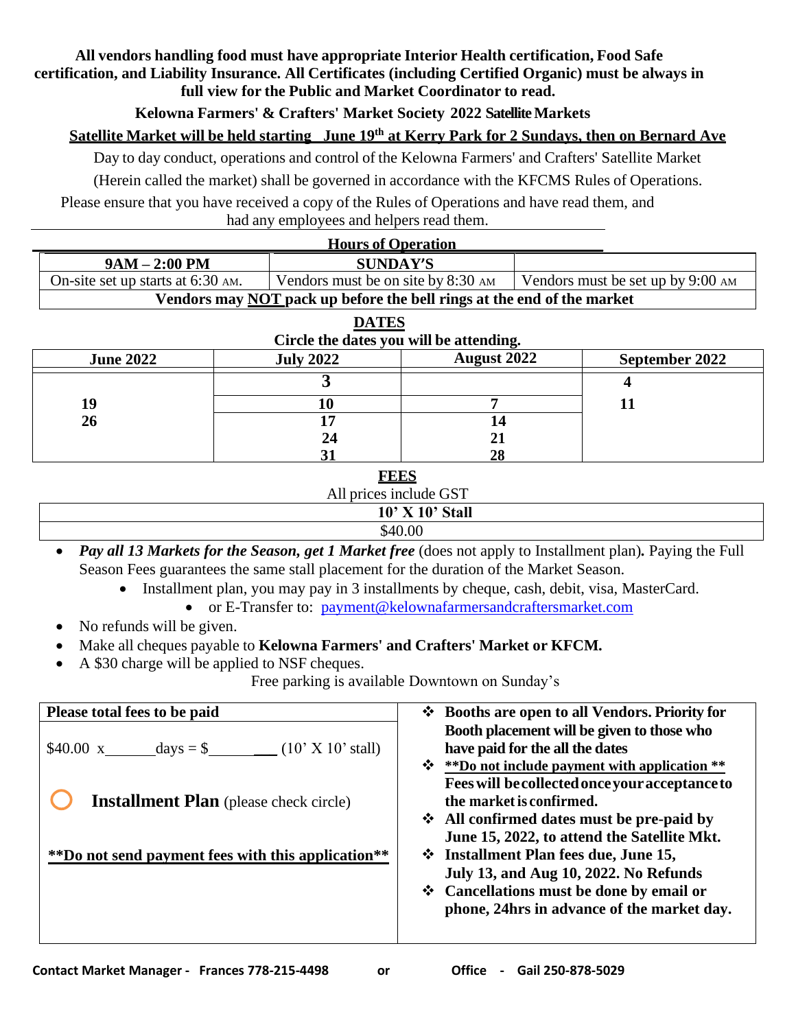**All vendors handling food must have appropriate Interior Health certification, Food Safe certification, and Liability Insurance. All Certificates (including Certified Organic) must be always in full view for the Public and Market Coordinator to read.**

**Kelowna Farmers' & Crafters' Market Society 2022 Satellite Markets**

**Satellite Market will be held starting June 19th at Kerry Park for 2 Sundays, then on Bernard Ave**

Day to day conduct, operations and control of the Kelowna Farmers' and Crafters' Satellite Market (Herein called the market) shall be governed in accordance with the KFCMS Rules of Operations.

Please ensure that you have received a copy of the Rules of Operations and have read them, and had any employees and helpers read them.

**Hours of Operation**

| | | |
|---|---|---|
| **9AM – 2:00 PM** | **SUNDAY'S** | |
| On-site set up starts at 6:30 AM. | Vendors must be on site by 8:30 AM | Vendors must be set up by 9:00 AM |
| **Vendors may NOT pack up before the bell rings at the end of the market** | | |

**DATES**

**Circle the dates you will be attending.**

| June 2022 | July 2022 | August 2022 | September 2022 |
|---|---|---|---|
| | **3** | | **4** |
| **19** | **10** | **7** | **11** |
| **26** | **17** | **14** | |
| | **24** | **21** | |
| | **31** | **28** | |

**FEES**

All prices include GST

| **10' X 10' Stall** |
|---|
| $40.00 |

- ***Pay all 13 Markets for the Season, get 1 Market free*** (does not apply to Installment plan)**.** Paying the Full Season Fees guarantees the same stall placement for the duration of the Market Season.
  - Installment plan, you may pay in 3 installments by cheque, cash, debit, visa, MasterCard.
    - or E-Transfer to: payment@kelownafarmersandcraftersmarket.com
- No refunds will be given.
- Make all cheques payable to **Kelowna Farmers' and Crafters' Market or KFCM.**
- A $30 charge will be applied to NSF cheques.

Free parking is available Downtown on Sunday's

| **Please total fees to be paid** | |
|---|---|
| $40.00 x\_\_\_\_\_\_days = $\_\_\_\_\_\_\_\_ (10' X 10' stall)<br><br>○ **Installment Plan** (please check circle)<br><br>**\*\*Do not send payment fees with this application\*\*** | ❖ **Booths are open to all Vendors. Priority for Booth placement will be given to those who have paid for the all the dates**<br>❖ **\*\*Do not include payment with application \*\* Fees will be collected once your acceptance to the market is confirmed.**<br>❖ **All confirmed dates must be pre-paid by June 15, 2022, to attend the Satellite Mkt.**<br>❖ **Installment Plan fees due, June 15, July 13, and Aug 10, 2022. No Refunds**<br>❖ **Cancellations must be done by email or phone, 24hrs in advance of the market day.** |

**Contact Market Manager - Frances 778-215-4498 or Office - Gail 250-878-5029**